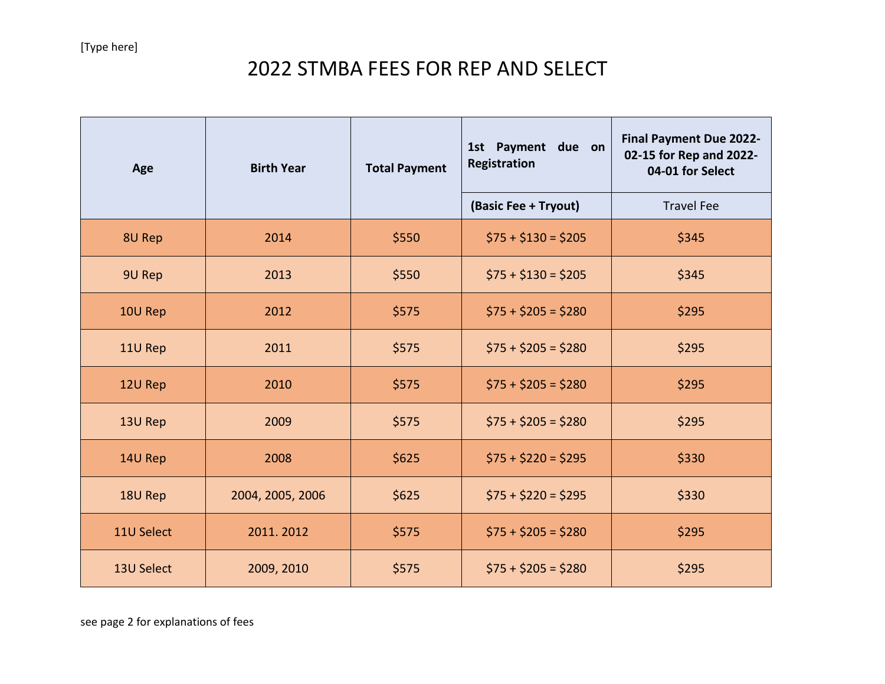[Type here]

# 2022 STMBA FEES FOR REP AND SELECT

| Age | Birth Year | Total Payment | 1st Payment due on Registration | Final Payment Due 2022-02-15 for Rep and 2022-04-01 for Select |
|---|---|---|---|---|
| | | | (Basic Fee + Tryout) | Travel Fee |
| 8U Rep | 2014 | $550 | $75 + $130 = $205 | $345 |
| 9U Rep | 2013 | $550 | $75 + $130 = $205 | $345 |
| 10U Rep | 2012 | $575 | $75 + $205 = $280 | $295 |
| 11U Rep | 2011 | $575 | $75 + $205 = $280 | $295 |
| 12U Rep | 2010 | $575 | $75 + $205 = $280 | $295 |
| 13U Rep | 2009 | $575 | $75 + $205 = $280 | $295 |
| 14U Rep | 2008 | $625 | $75 + $220 = $295 | $330 |
| 18U Rep | 2004, 2005, 2006 | $625 | $75 + $220 = $295 | $330 |
| 11U Select | 2011. 2012 | $575 | $75 + $205 = $280 | $295 |
| 13U Select | 2009, 2010 | $575 | $75 + $205 = $280 | $295 |

see page 2 for explanations of fees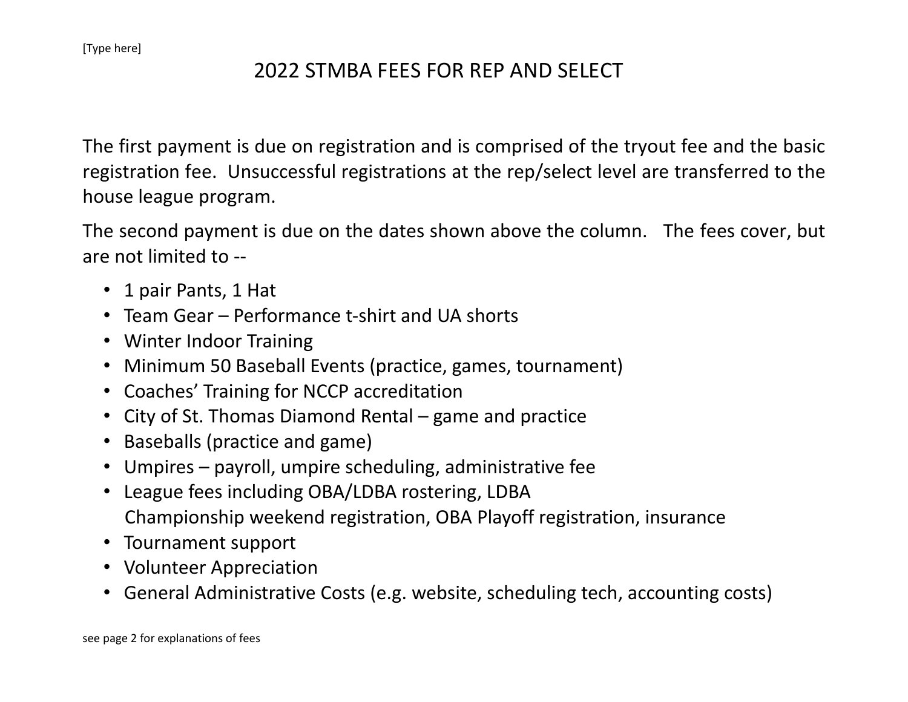[Type here]

# 2022 STMBA FEES FOR REP AND SELECT

The first payment is due on registration and is comprised of the tryout fee and the basic registration fee. Unsuccessful registrations at the rep/select level are transferred to the house league program.

The second payment is due on the dates shown above the column. The fees cover, but are not limited to --

- 1 pair Pants, 1 Hat
- Team Gear – Performance t-shirt and UA shorts
- Winter Indoor Training
- Minimum 50 Baseball Events (practice, games, tournament)
- Coaches' Training for NCCP accreditation
- City of St. Thomas Diamond Rental – game and practice
- Baseballs (practice and game)
- Umpires – payroll, umpire scheduling, administrative fee
- League fees including OBA/LDBA rostering, LDBA Championship weekend registration, OBA Playoff registration, insurance
- Tournament support
- Volunteer Appreciation
- General Administrative Costs (e.g. website, scheduling tech, accounting costs)

see page 2 for explanations of fees